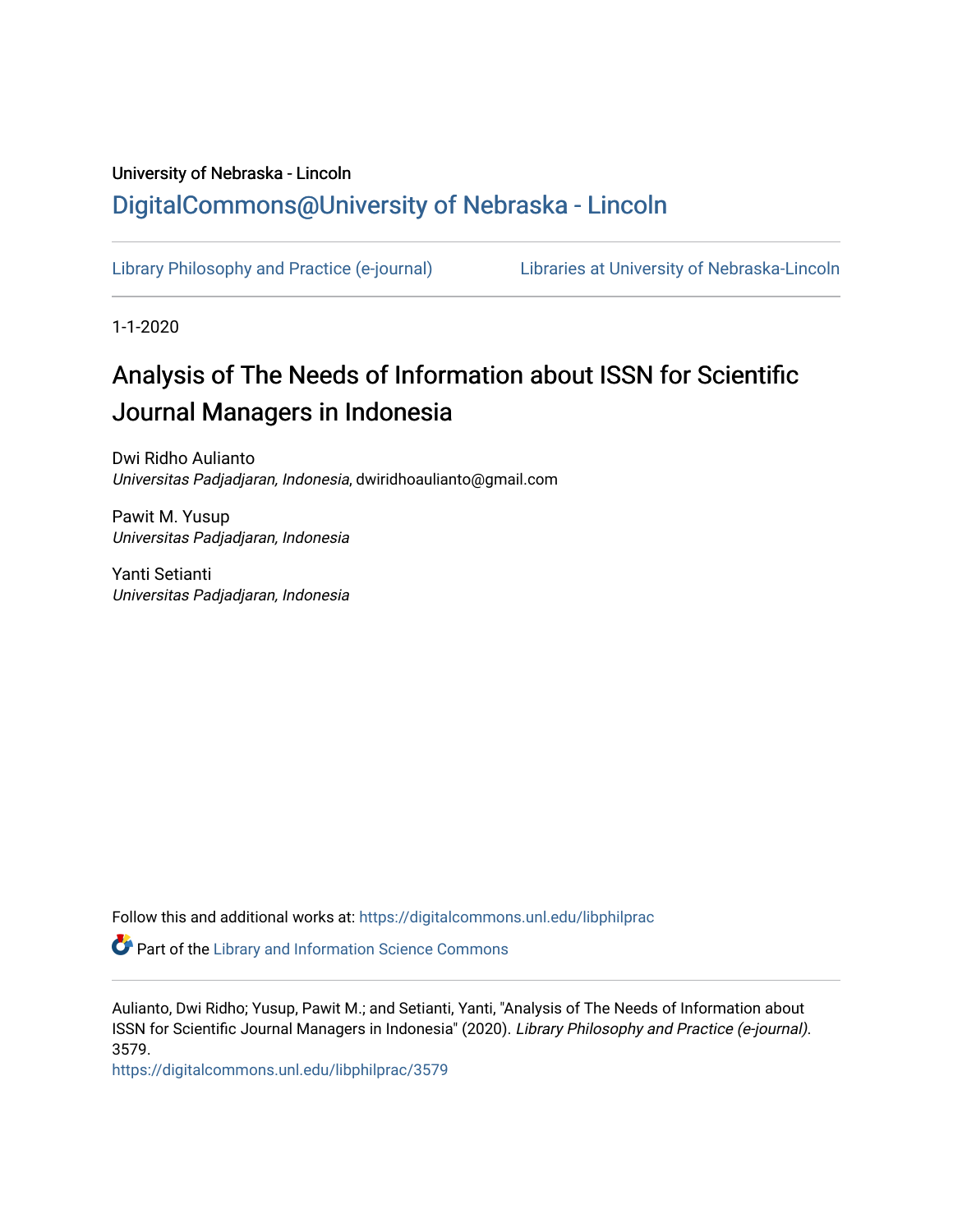University of Nebraska - Lincoln

## DigitalCommons@University of Nebraska - Lincoln

Library Philosophy and Practice (e-journal)    Libraries at University of Nebraska-Lincoln

1-1-2020

# Analysis of The Needs of Information about ISSN for Scientific Journal Managers in Indonesia

Dwi Ridho Aulianto
*Universitas Padjadjaran, Indonesia*, dwiridhoaulianto@gmail.com

Pawit M. Yusup
*Universitas Padjadjaran, Indonesia*

Yanti Setianti
*Universitas Padjadjaran, Indonesia*

Follow this and additional works at: https://digitalcommons.unl.edu/libphilprac

Part of the Library and Information Science Commons

Aulianto, Dwi Ridho; Yusup, Pawit M.; and Setianti, Yanti, "Analysis of The Needs of Information about ISSN for Scientific Journal Managers in Indonesia" (2020). *Library Philosophy and Practice (e-journal)*. 3579.
https://digitalcommons.unl.edu/libphilprac/3579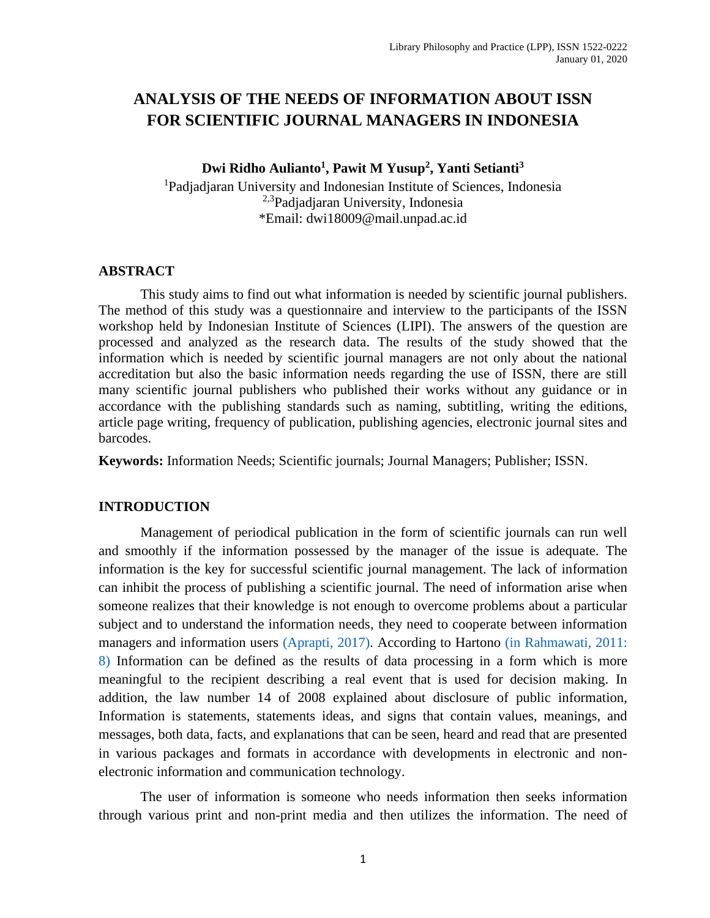# ANALYSIS OF THE NEEDS OF INFORMATION ABOUT ISSN FOR SCIENTIFIC JOURNAL MANAGERS IN INDONESIA

**Dwi Ridho Aulianto[1], Pawit M Yusup[2], Yanti Setianti[3]**

[1]Padjadjaran University and Indonesian Institute of Sciences, Indonesia
[2,3]Padjadjaran University, Indonesia
*Email: dwi18009@mail.unpad.ac.id

## ABSTRACT

This study aims to find out what information is needed by scientific journal publishers. The method of this study was a questionnaire and interview to the participants of the ISSN workshop held by Indonesian Institute of Sciences (LIPI). The answers of the question are processed and analyzed as the research data. The results of the study showed that the information which is needed by scientific journal managers are not only about the national accreditation but also the basic information needs regarding the use of ISSN, there are still many scientific journal publishers who published their works without any guidance or in accordance with the publishing standards such as naming, subtitling, writing the editions, article page writing, frequency of publication, publishing agencies, electronic journal sites and barcodes.

**Keywords:** Information Needs; Scientific journals; Journal Managers; Publisher; ISSN.

## INTRODUCTION

Management of periodical publication in the form of scientific journals can run well and smoothly if the information possessed by the manager of the issue is adequate. The information is the key for successful scientific journal management. The lack of information can inhibit the process of publishing a scientific journal. The need of information arise when someone realizes that their knowledge is not enough to overcome problems about a particular subject and to understand the information needs, they need to cooperate between information managers and information users (Aprapti, 2017). According to Hartono (in Rahmawati, 2011: 8) Information can be defined as the results of data processing in a form which is more meaningful to the recipient describing a real event that is used for decision making. In addition, the law number 14 of 2008 explained about disclosure of public information, Information is statements, statements ideas, and signs that contain values, meanings, and messages, both data, facts, and explanations that can be seen, heard and read that are presented in various packages and formats in accordance with developments in electronic and non-electronic information and communication technology.

The user of information is someone who needs information then seeks information through various print and non-print media and then utilizes the information. The need of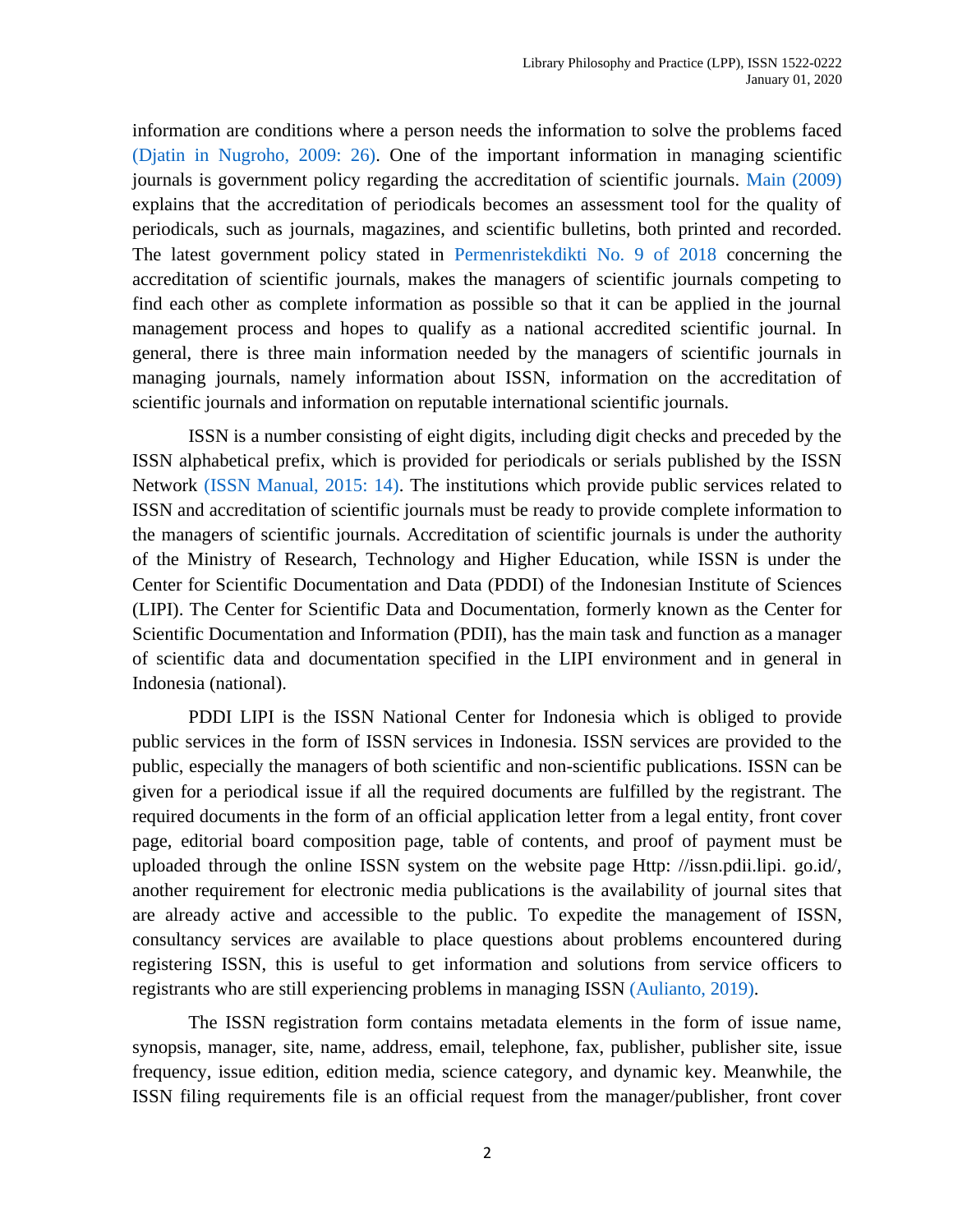information are conditions where a person needs the information to solve the problems faced (Djatin in Nugroho, 2009: 26). One of the important information in managing scientific journals is government policy regarding the accreditation of scientific journals. Main (2009) explains that the accreditation of periodicals becomes an assessment tool for the quality of periodicals, such as journals, magazines, and scientific bulletins, both printed and recorded. The latest government policy stated in Permenristekdikti No. 9 of 2018 concerning the accreditation of scientific journals, makes the managers of scientific journals competing to find each other as complete information as possible so that it can be applied in the journal management process and hopes to qualify as a national accredited scientific journal. In general, there is three main information needed by the managers of scientific journals in managing journals, namely information about ISSN, information on the accreditation of scientific journals and information on reputable international scientific journals.

ISSN is a number consisting of eight digits, including digit checks and preceded by the ISSN alphabetical prefix, which is provided for periodicals or serials published by the ISSN Network (ISSN Manual, 2015: 14). The institutions which provide public services related to ISSN and accreditation of scientific journals must be ready to provide complete information to the managers of scientific journals. Accreditation of scientific journals is under the authority of the Ministry of Research, Technology and Higher Education, while ISSN is under the Center for Scientific Documentation and Data (PDDI) of the Indonesian Institute of Sciences (LIPI). The Center for Scientific Data and Documentation, formerly known as the Center for Scientific Documentation and Information (PDII), has the main task and function as a manager of scientific data and documentation specified in the LIPI environment and in general in Indonesia (national).

PDDI LIPI is the ISSN National Center for Indonesia which is obliged to provide public services in the form of ISSN services in Indonesia. ISSN services are provided to the public, especially the managers of both scientific and non-scientific publications. ISSN can be given for a periodical issue if all the required documents are fulfilled by the registrant. The required documents in the form of an official application letter from a legal entity, front cover page, editorial board composition page, table of contents, and proof of payment must be uploaded through the online ISSN system on the website page Http: //issn.pdii.lipi. go.id/, another requirement for electronic media publications is the availability of journal sites that are already active and accessible to the public. To expedite the management of ISSN, consultancy services are available to place questions about problems encountered during registering ISSN, this is useful to get information and solutions from service officers to registrants who are still experiencing problems in managing ISSN (Aulianto, 2019).

The ISSN registration form contains metadata elements in the form of issue name, synopsis, manager, site, name, address, email, telephone, fax, publisher, publisher site, issue frequency, issue edition, edition media, science category, and dynamic key. Meanwhile, the ISSN filing requirements file is an official request from the manager/publisher, front cover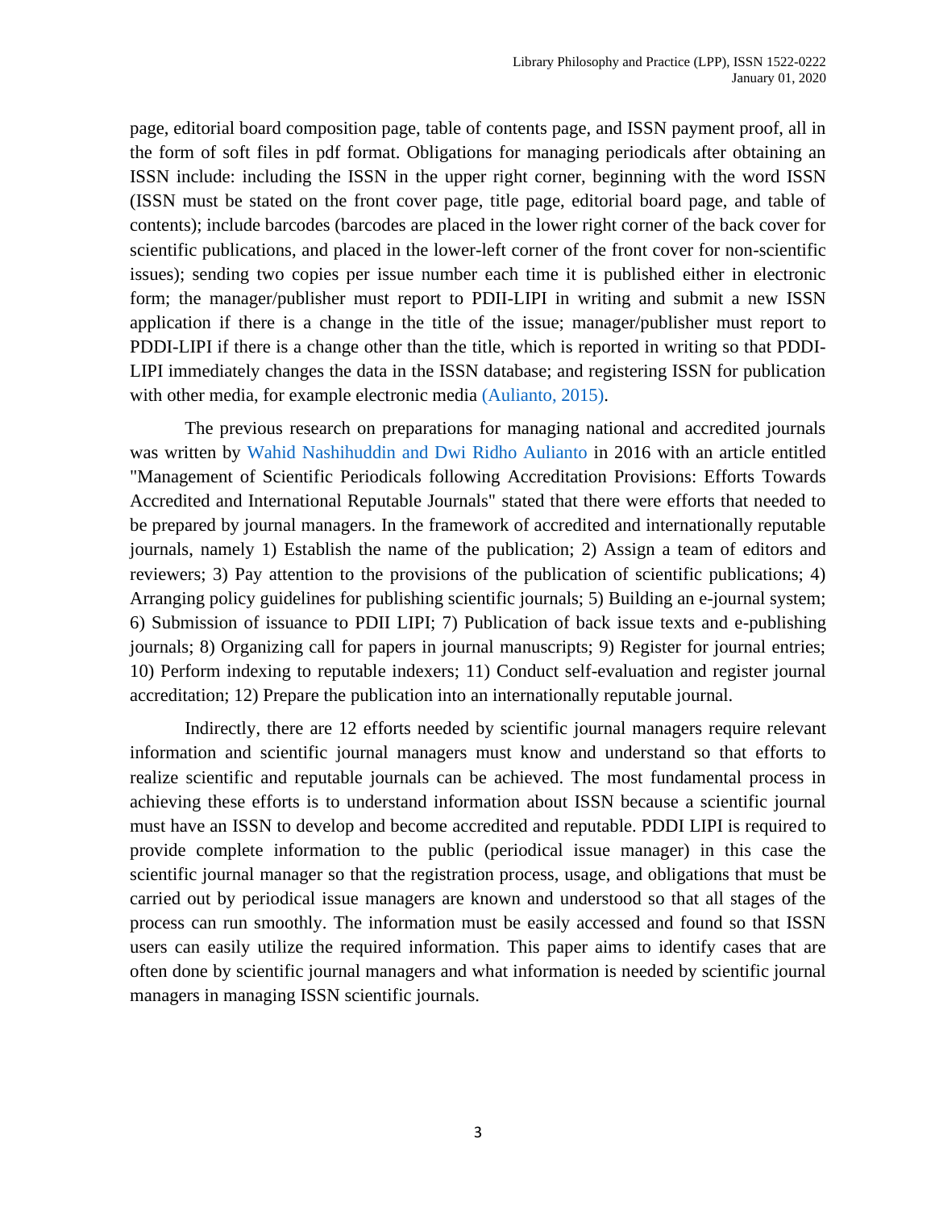page, editorial board composition page, table of contents page, and ISSN payment proof, all in the form of soft files in pdf format. Obligations for managing periodicals after obtaining an ISSN include: including the ISSN in the upper right corner, beginning with the word ISSN (ISSN must be stated on the front cover page, title page, editorial board page, and table of contents); include barcodes (barcodes are placed in the lower right corner of the back cover for scientific publications, and placed in the lower-left corner of the front cover for non-scientific issues); sending two copies per issue number each time it is published either in electronic form; the manager/publisher must report to PDII-LIPI in writing and submit a new ISSN application if there is a change in the title of the issue; manager/publisher must report to PDDI-LIPI if there is a change other than the title, which is reported in writing so that PDDI-LIPI immediately changes the data in the ISSN database; and registering ISSN for publication with other media, for example electronic media (Aulianto, 2015).

The previous research on preparations for managing national and accredited journals was written by Wahid Nashihuddin and Dwi Ridho Aulianto in 2016 with an article entitled "Management of Scientific Periodicals following Accreditation Provisions: Efforts Towards Accredited and International Reputable Journals" stated that there were efforts that needed to be prepared by journal managers. In the framework of accredited and internationally reputable journals, namely 1) Establish the name of the publication; 2) Assign a team of editors and reviewers; 3) Pay attention to the provisions of the publication of scientific publications; 4) Arranging policy guidelines for publishing scientific journals; 5) Building an e-journal system; 6) Submission of issuance to PDII LIPI; 7) Publication of back issue texts and e-publishing journals; 8) Organizing call for papers in journal manuscripts; 9) Register for journal entries; 10) Perform indexing to reputable indexers; 11) Conduct self-evaluation and register journal accreditation; 12) Prepare the publication into an internationally reputable journal.

Indirectly, there are 12 efforts needed by scientific journal managers require relevant information and scientific journal managers must know and understand so that efforts to realize scientific and reputable journals can be achieved. The most fundamental process in achieving these efforts is to understand information about ISSN because a scientific journal must have an ISSN to develop and become accredited and reputable. PDDI LIPI is required to provide complete information to the public (periodical issue manager) in this case the scientific journal manager so that the registration process, usage, and obligations that must be carried out by periodical issue managers are known and understood so that all stages of the process can run smoothly. The information must be easily accessed and found so that ISSN users can easily utilize the required information. This paper aims to identify cases that are often done by scientific journal managers and what information is needed by scientific journal managers in managing ISSN scientific journals.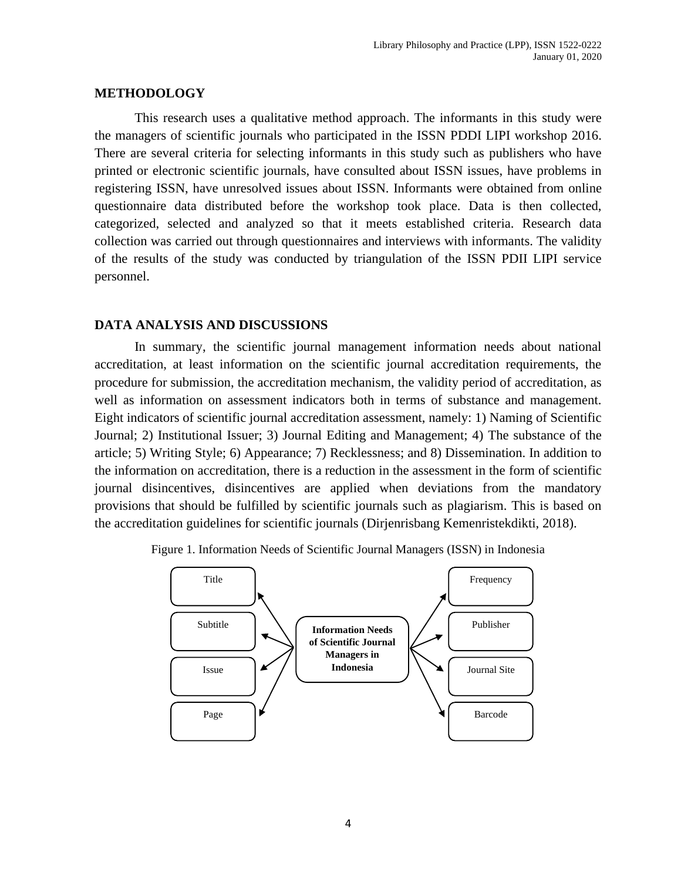## METHODOLOGY

This research uses a qualitative method approach. The informants in this study were the managers of scientific journals who participated in the ISSN PDDI LIPI workshop 2016. There are several criteria for selecting informants in this study such as publishers who have printed or electronic scientific journals, have consulted about ISSN issues, have problems in registering ISSN, have unresolved issues about ISSN. Informants were obtained from online questionnaire data distributed before the workshop took place. Data is then collected, categorized, selected and analyzed so that it meets established criteria. Research data collection was carried out through questionnaires and interviews with informants. The validity of the results of the study was conducted by triangulation of the ISSN PDII LIPI service personnel.

## DATA ANALYSIS AND DISCUSSIONS

In summary, the scientific journal management information needs about national accreditation, at least information on the scientific journal accreditation requirements, the procedure for submission, the accreditation mechanism, the validity period of accreditation, as well as information on assessment indicators both in terms of substance and management. Eight indicators of scientific journal accreditation assessment, namely: 1) Naming of Scientific Journal; 2) Institutional Issuer; 3) Journal Editing and Management; 4) The substance of the article; 5) Writing Style; 6) Appearance; 7) Recklessness; and 8) Dissemination. In addition to the information on accreditation, there is a reduction in the assessment in the form of scientific journal disincentives, disincentives are applied when deviations from the mandatory provisions that should be fulfilled by scientific journals such as plagiarism. This is based on the accreditation guidelines for scientific journals (Dirjenrisbang Kemenristekdikti, 2018).

Figure 1. Information Needs of Scientific Journal Managers (ISSN) in Indonesia

**Information Needs of Scientific Journal Managers in Indonesia**

- Title
- Subtitle
- Issue
- Page
- Frequency
- Publisher
- Journal Site
- Barcode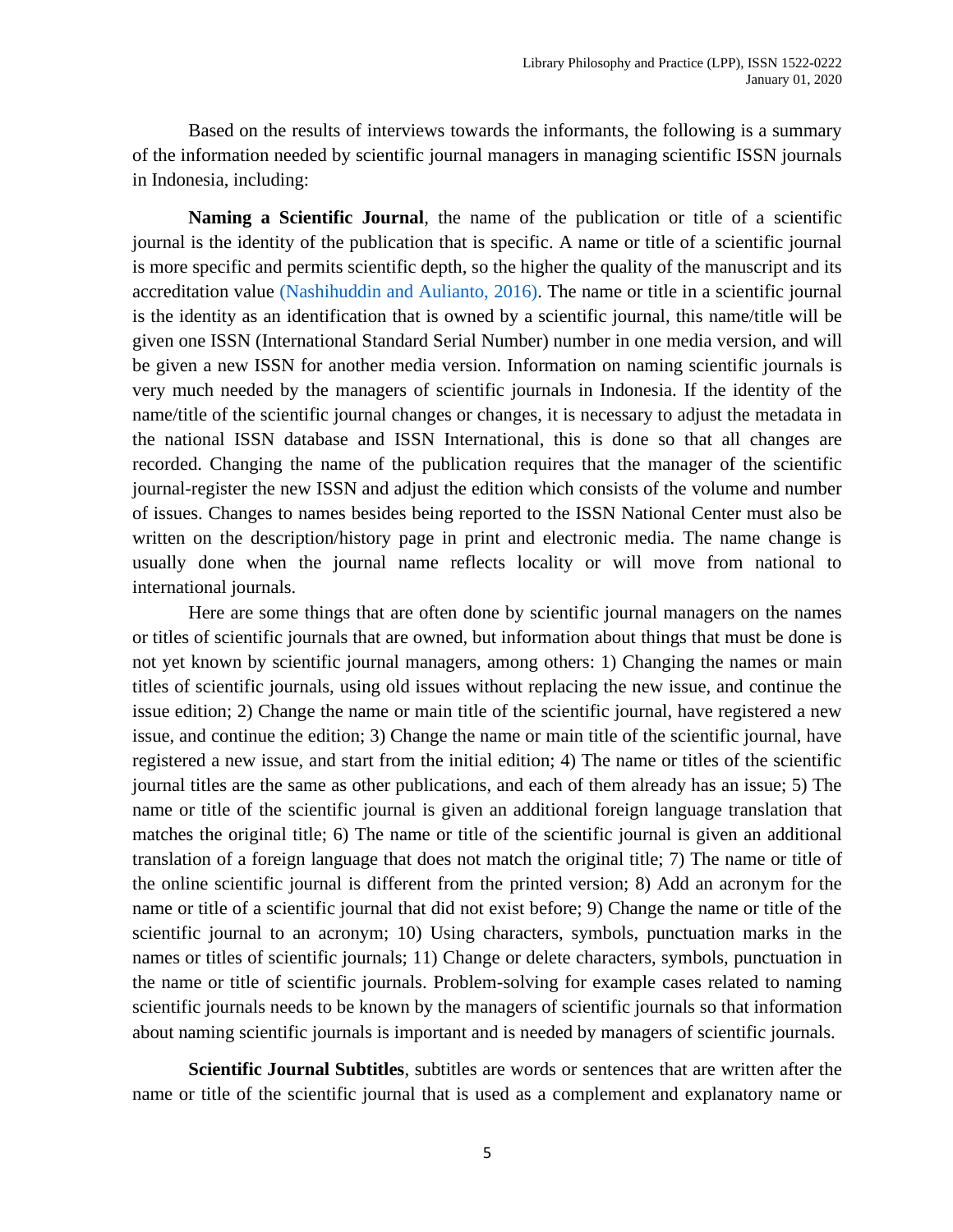Based on the results of interviews towards the informants, the following is a summary of the information needed by scientific journal managers in managing scientific ISSN journals in Indonesia, including:

**Naming a Scientific Journal**, the name of the publication or title of a scientific journal is the identity of the publication that is specific. A name or title of a scientific journal is more specific and permits scientific depth, so the higher the quality of the manuscript and its accreditation value (Nashihuddin and Aulianto, 2016). The name or title in a scientific journal is the identity as an identification that is owned by a scientific journal, this name/title will be given one ISSN (International Standard Serial Number) number in one media version, and will be given a new ISSN for another media version. Information on naming scientific journals is very much needed by the managers of scientific journals in Indonesia. If the identity of the name/title of the scientific journal changes or changes, it is necessary to adjust the metadata in the national ISSN database and ISSN International, this is done so that all changes are recorded. Changing the name of the publication requires that the manager of the scientific journal-register the new ISSN and adjust the edition which consists of the volume and number of issues. Changes to names besides being reported to the ISSN National Center must also be written on the description/history page in print and electronic media. The name change is usually done when the journal name reflects locality or will move from national to international journals.

Here are some things that are often done by scientific journal managers on the names or titles of scientific journals that are owned, but information about things that must be done is not yet known by scientific journal managers, among others: 1) Changing the names or main titles of scientific journals, using old issues without replacing the new issue, and continue the issue edition; 2) Change the name or main title of the scientific journal, have registered a new issue, and continue the edition; 3) Change the name or main title of the scientific journal, have registered a new issue, and start from the initial edition; 4) The name or titles of the scientific journal titles are the same as other publications, and each of them already has an issue; 5) The name or title of the scientific journal is given an additional foreign language translation that matches the original title; 6) The name or title of the scientific journal is given an additional translation of a foreign language that does not match the original title; 7) The name or title of the online scientific journal is different from the printed version; 8) Add an acronym for the name or title of a scientific journal that did not exist before; 9) Change the name or title of the scientific journal to an acronym; 10) Using characters, symbols, punctuation marks in the names or titles of scientific journals; 11) Change or delete characters, symbols, punctuation in the name or title of scientific journals. Problem-solving for example cases related to naming scientific journals needs to be known by the managers of scientific journals so that information about naming scientific journals is important and is needed by managers of scientific journals.

**Scientific Journal Subtitles**, subtitles are words or sentences that are written after the name or title of the scientific journal that is used as a complement and explanatory name or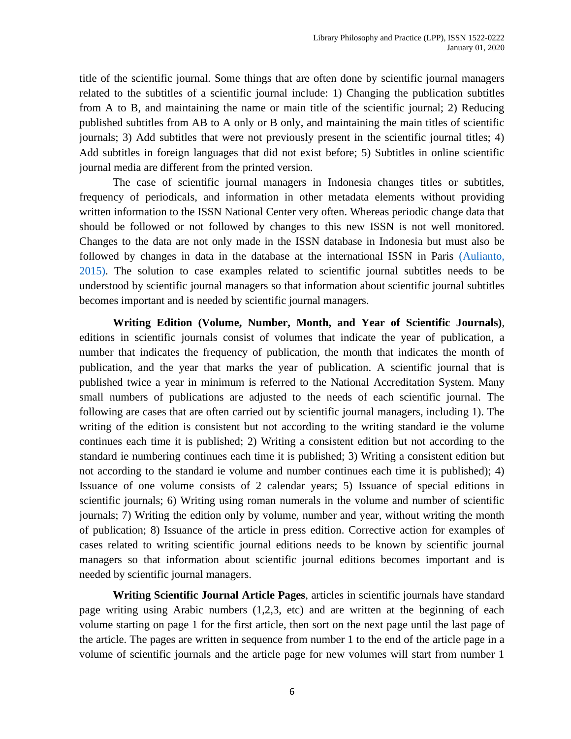title of the scientific journal. Some things that are often done by scientific journal managers related to the subtitles of a scientific journal include: 1) Changing the publication subtitles from A to B, and maintaining the name or main title of the scientific journal; 2) Reducing published subtitles from AB to A only or B only, and maintaining the main titles of scientific journals; 3) Add subtitles that were not previously present in the scientific journal titles; 4) Add subtitles in foreign languages that did not exist before; 5) Subtitles in online scientific journal media are different from the printed version.

The case of scientific journal managers in Indonesia changes titles or subtitles, frequency of periodicals, and information in other metadata elements without providing written information to the ISSN National Center very often. Whereas periodic change data that should be followed or not followed by changes to this new ISSN is not well monitored. Changes to the data are not only made in the ISSN database in Indonesia but must also be followed by changes in data in the database at the international ISSN in Paris (Aulianto, 2015). The solution to case examples related to scientific journal subtitles needs to be understood by scientific journal managers so that information about scientific journal subtitles becomes important and is needed by scientific journal managers.

**Writing Edition (Volume, Number, Month, and Year of Scientific Journals)**, editions in scientific journals consist of volumes that indicate the year of publication, a number that indicates the frequency of publication, the month that indicates the month of publication, and the year that marks the year of publication. A scientific journal that is published twice a year in minimum is referred to the National Accreditation System. Many small numbers of publications are adjusted to the needs of each scientific journal. The following are cases that are often carried out by scientific journal managers, including 1). The writing of the edition is consistent but not according to the writing standard ie the volume continues each time it is published; 2) Writing a consistent edition but not according to the standard ie numbering continues each time it is published; 3) Writing a consistent edition but not according to the standard ie volume and number continues each time it is published); 4) Issuance of one volume consists of 2 calendar years; 5) Issuance of special editions in scientific journals; 6) Writing using roman numerals in the volume and number of scientific journals; 7) Writing the edition only by volume, number and year, without writing the month of publication; 8) Issuance of the article in press edition. Corrective action for examples of cases related to writing scientific journal editions needs to be known by scientific journal managers so that information about scientific journal editions becomes important and is needed by scientific journal managers.

**Writing Scientific Journal Article Pages**, articles in scientific journals have standard page writing using Arabic numbers (1,2,3, etc) and are written at the beginning of each volume starting on page 1 for the first article, then sort on the next page until the last page of the article. The pages are written in sequence from number 1 to the end of the article page in a volume of scientific journals and the article page for new volumes will start from number 1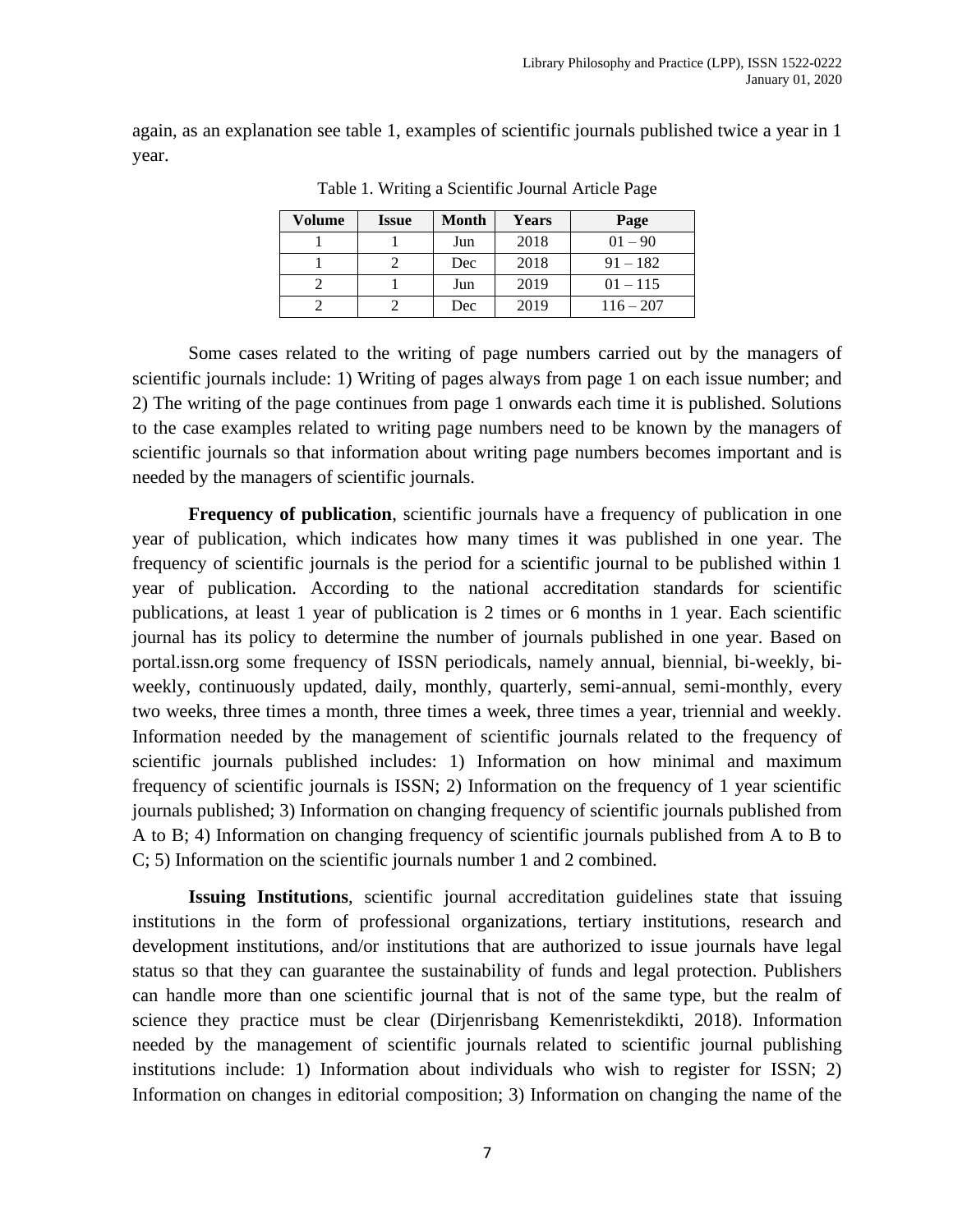again, as an explanation see table 1, examples of scientific journals published twice a year in 1 year.

Table 1. Writing a Scientific Journal Article Page

| Volume | Issue | Month | Years | Page |
| --- | --- | --- | --- | --- |
| 1 | 1 | Jun | 2018 | 01 – 90 |
| 1 | 2 | Dec | 2018 | 91 – 182 |
| 2 | 1 | Jun | 2019 | 01 – 115 |
| 2 | 2 | Dec | 2019 | 116 – 207 |

Some cases related to the writing of page numbers carried out by the managers of scientific journals include: 1) Writing of pages always from page 1 on each issue number; and 2) The writing of the page continues from page 1 onwards each time it is published. Solutions to the case examples related to writing page numbers need to be known by the managers of scientific journals so that information about writing page numbers becomes important and is needed by the managers of scientific journals.

**Frequency of publication**, scientific journals have a frequency of publication in one year of publication, which indicates how many times it was published in one year. The frequency of scientific journals is the period for a scientific journal to be published within 1 year of publication. According to the national accreditation standards for scientific publications, at least 1 year of publication is 2 times or 6 months in 1 year. Each scientific journal has its policy to determine the number of journals published in one year. Based on portal.issn.org some frequency of ISSN periodicals, namely annual, biennial, bi-weekly, bi-weekly, continuously updated, daily, monthly, quarterly, semi-annual, semi-monthly, every two weeks, three times a month, three times a week, three times a year, triennial and weekly. Information needed by the management of scientific journals related to the frequency of scientific journals published includes: 1) Information on how minimal and maximum frequency of scientific journals is ISSN; 2) Information on the frequency of 1 year scientific journals published; 3) Information on changing frequency of scientific journals published from A to B; 4) Information on changing frequency of scientific journals published from A to B to C; 5) Information on the scientific journals number 1 and 2 combined.

**Issuing Institutions**, scientific journal accreditation guidelines state that issuing institutions in the form of professional organizations, tertiary institutions, research and development institutions, and/or institutions that are authorized to issue journals have legal status so that they can guarantee the sustainability of funds and legal protection. Publishers can handle more than one scientific journal that is not of the same type, but the realm of science they practice must be clear (Dirjenrisbang Kemenristekdikti, 2018). Information needed by the management of scientific journals related to scientific journal publishing institutions include: 1) Information about individuals who wish to register for ISSN; 2) Information on changes in editorial composition; 3) Information on changing the name of the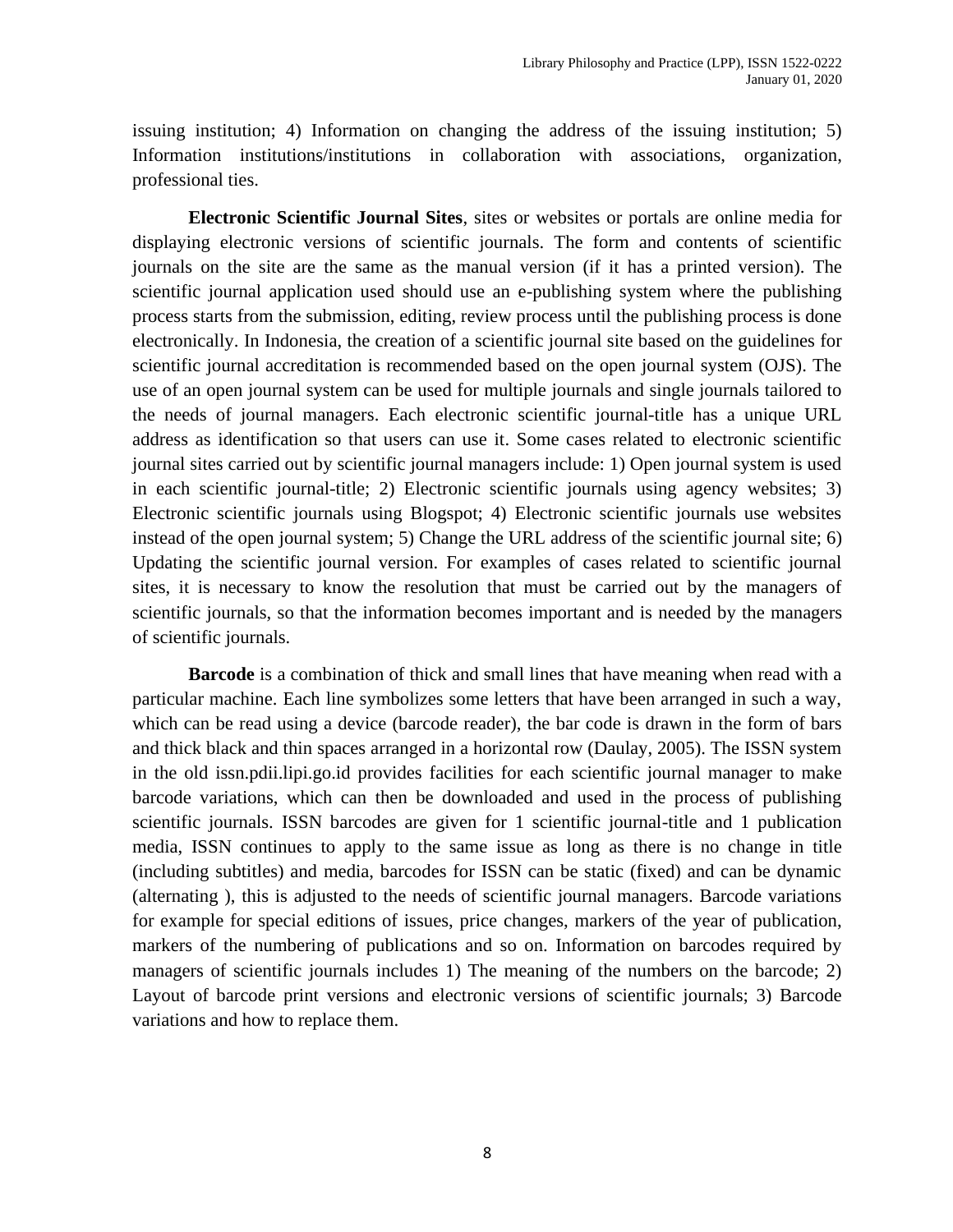issuing institution; 4) Information on changing the address of the issuing institution; 5) Information institutions/institutions in collaboration with associations, organization, professional ties.

**Electronic Scientific Journal Sites**, sites or websites or portals are online media for displaying electronic versions of scientific journals. The form and contents of scientific journals on the site are the same as the manual version (if it has a printed version). The scientific journal application used should use an e-publishing system where the publishing process starts from the submission, editing, review process until the publishing process is done electronically. In Indonesia, the creation of a scientific journal site based on the guidelines for scientific journal accreditation is recommended based on the open journal system (OJS). The use of an open journal system can be used for multiple journals and single journals tailored to the needs of journal managers. Each electronic scientific journal-title has a unique URL address as identification so that users can use it. Some cases related to electronic scientific journal sites carried out by scientific journal managers include: 1) Open journal system is used in each scientific journal-title; 2) Electronic scientific journals using agency websites; 3) Electronic scientific journals using Blogspot; 4) Electronic scientific journals use websites instead of the open journal system; 5) Change the URL address of the scientific journal site; 6) Updating the scientific journal version. For examples of cases related to scientific journal sites, it is necessary to know the resolution that must be carried out by the managers of scientific journals, so that the information becomes important and is needed by the managers of scientific journals.

**Barcode** is a combination of thick and small lines that have meaning when read with a particular machine. Each line symbolizes some letters that have been arranged in such a way, which can be read using a device (barcode reader), the bar code is drawn in the form of bars and thick black and thin spaces arranged in a horizontal row (Daulay, 2005). The ISSN system in the old issn.pdii.lipi.go.id provides facilities for each scientific journal manager to make barcode variations, which can then be downloaded and used in the process of publishing scientific journals. ISSN barcodes are given for 1 scientific journal-title and 1 publication media, ISSN continues to apply to the same issue as long as there is no change in title (including subtitles) and media, barcodes for ISSN can be static (fixed) and can be dynamic (alternating ), this is adjusted to the needs of scientific journal managers. Barcode variations for example for special editions of issues, price changes, markers of the year of publication, markers of the numbering of publications and so on. Information on barcodes required by managers of scientific journals includes 1) The meaning of the numbers on the barcode; 2) Layout of barcode print versions and electronic versions of scientific journals; 3) Barcode variations and how to replace them.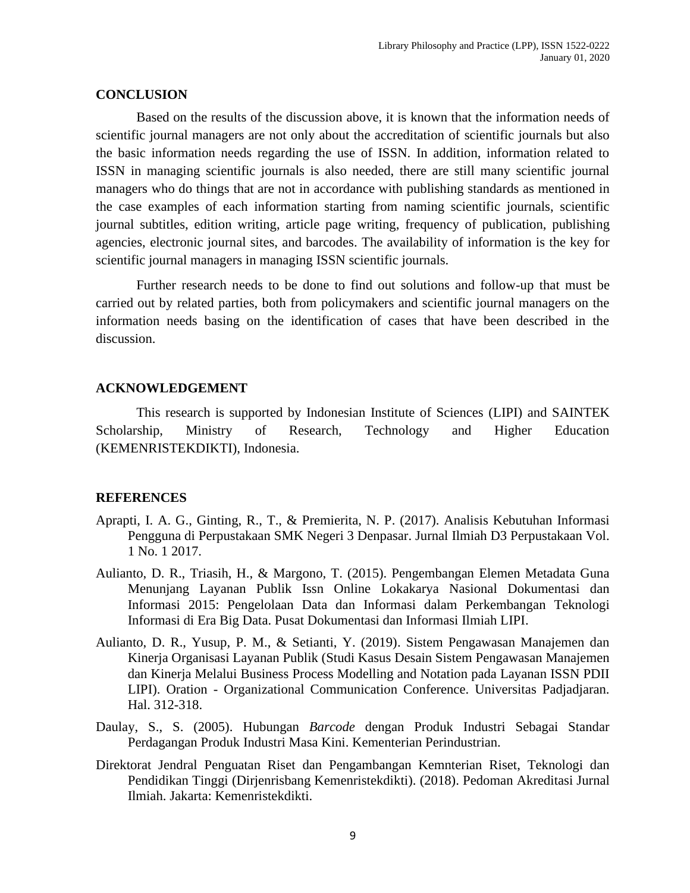## CONCLUSION

Based on the results of the discussion above, it is known that the information needs of scientific journal managers are not only about the accreditation of scientific journals but also the basic information needs regarding the use of ISSN. In addition, information related to ISSN in managing scientific journals is also needed, there are still many scientific journal managers who do things that are not in accordance with publishing standards as mentioned in the case examples of each information starting from naming scientific journals, scientific journal subtitles, edition writing, article page writing, frequency of publication, publishing agencies, electronic journal sites, and barcodes. The availability of information is the key for scientific journal managers in managing ISSN scientific journals.

Further research needs to be done to find out solutions and follow-up that must be carried out by related parties, both from policymakers and scientific journal managers on the information needs basing on the identification of cases that have been described in the discussion.

## ACKNOWLEDGEMENT

This research is supported by Indonesian Institute of Sciences (LIPI) and SAINTEK Scholarship, Ministry of Research, Technology and Higher Education (KEMENRISTEKDIKTI), Indonesia.

## REFERENCES

Aprapti, I. A. G., Ginting, R., T., & Premierita, N. P. (2017). Analisis Kebutuhan Informasi Pengguna di Perpustakaan SMK Negeri 3 Denpasar. Jurnal Ilmiah D3 Perpustakaan Vol. 1 No. 1 2017.

Aulianto, D. R., Triasih, H., & Margono, T. (2015). Pengembangan Elemen Metadata Guna Menunjang Layanan Publik Issn Online Lokakarya Nasional Dokumentasi dan Informasi 2015: Pengelolaan Data dan Informasi dalam Perkembangan Teknologi Informasi di Era Big Data. Pusat Dokumentasi dan Informasi Ilmiah LIPI.

Aulianto, D. R., Yusup, P. M., & Setianti, Y. (2019). Sistem Pengawasan Manajemen dan Kinerja Organisasi Layanan Publik (Studi Kasus Desain Sistem Pengawasan Manajemen dan Kinerja Melalui Business Process Modelling and Notation pada Layanan ISSN PDII LIPI). Oration - Organizational Communication Conference. Universitas Padjadjaran. Hal. 312-318.

Daulay, S., S. (2005). Hubungan *Barcode* dengan Produk Industri Sebagai Standar Perdagangan Produk Industri Masa Kini. Kementerian Perindustrian.

Direktorat Jendral Penguatan Riset dan Pengambangan Kemnterian Riset, Teknologi dan Pendidikan Tinggi (Dirjenrisbang Kemenristekdikti). (2018). Pedoman Akreditasi Jurnal Ilmiah. Jakarta: Kemenristekdikti.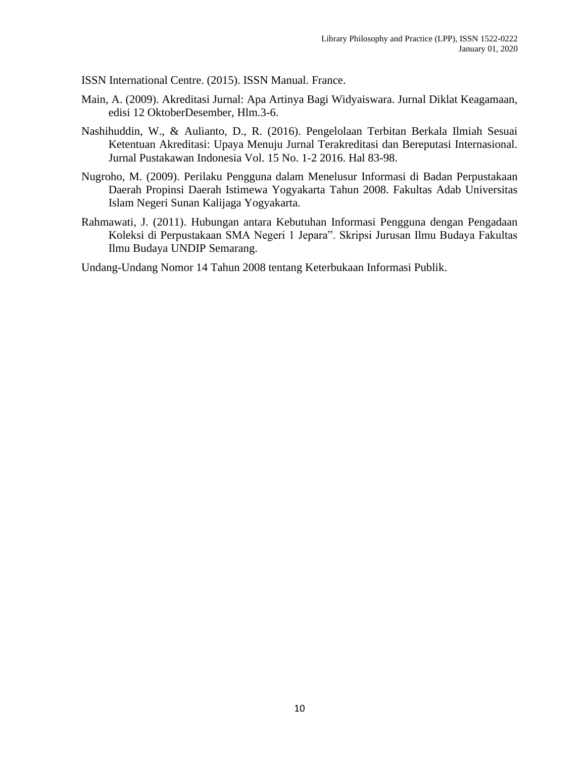ISSN International Centre. (2015). ISSN Manual. France.

Main, A. (2009). Akreditasi Jurnal: Apa Artinya Bagi Widyaiswara. Jurnal Diklat Keagamaan, edisi 12 OktoberDesember, Hlm.3-6.

Nashihuddin, W., & Aulianto, D., R. (2016). Pengelolaan Terbitan Berkala Ilmiah Sesuai Ketentuan Akreditasi: Upaya Menuju Jurnal Terakreditasi dan Bereputasi Internasional. Jurnal Pustakawan Indonesia Vol. 15 No. 1-2 2016. Hal 83-98.

Nugroho, M. (2009). Perilaku Pengguna dalam Menelusur Informasi di Badan Perpustakaan Daerah Propinsi Daerah Istimewa Yogyakarta Tahun 2008. Fakultas Adab Universitas Islam Negeri Sunan Kalijaga Yogyakarta.

Rahmawati, J. (2011). Hubungan antara Kebutuhan Informasi Pengguna dengan Pengadaan Koleksi di Perpustakaan SMA Negeri 1 Jepara". Skripsi Jurusan Ilmu Budaya Fakultas Ilmu Budaya UNDIP Semarang.

Undang-Undang Nomor 14 Tahun 2008 tentang Keterbukaan Informasi Publik.